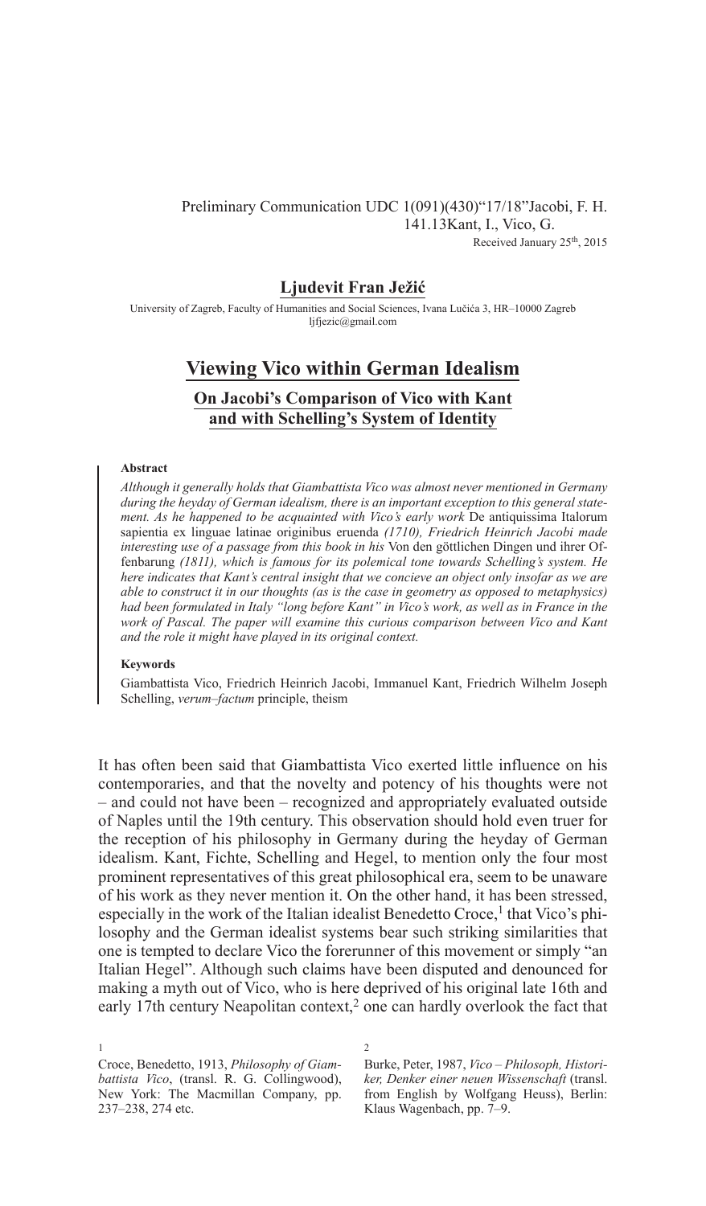Preliminary Communication UDC 1(091)(430)"17/18"Jacobi, F. H.
141.13Kant, I., Vico, G.
Received January 25th, 2015

**Ljudevit Fran Težić**

University of Zagreb, Faculty of Humanities and Social Sciences, Ivana Lučića 3, HR–10000 Zagreb
ljfjezic@gmail.com

# Viewing Vico within German Idealism

## On Jacobi's Comparison of Vico with Kant and with Schelling's System of Identity

**Abstract**

*Although it generally holds that Giambattista Vico was almost never mentioned in Germany during the heyday of German idealism, there is an important exception to this general statement. As he happened to be acquainted with Vico's early work* De antiquissima Italorum sapientia ex linguae latinae originibus eruenda *(1710), Friedrich Heinrich Jacobi made interesting use of a passage from this book in his* Von den göttlichen Dingen und ihrer Offenbarung *(1811), which is famous for its polemical tone towards Schelling's system. He here indicates that Kant's central insight that we concieve an object only insofar as we are able to construct it in our thoughts (as is the case in geometry as opposed to metaphysics) had been formulated in Italy "long before Kant" in Vico's work, as well as in France in the work of Pascal. The paper will examine this curious comparison between Vico and Kant and the role it might have played in its original context.*

**Keywords**

Giambattista Vico, Friedrich Heinrich Jacobi, Immanuel Kant, Friedrich Wilhelm Joseph Schelling, *verum–factum* principle, theism

It has often been said that Giambattista Vico exerted little influence on his contemporaries, and that the novelty and potency of his thoughts were not – and could not have been – recognized and appropriately evaluated outside of Naples until the 19th century. This observation should hold even truer for the reception of his philosophy in Germany during the heyday of German idealism. Kant, Fichte, Schelling and Hegel, to mention only the four most prominent representatives of this great philosophical era, seem to be unaware of his work as they never mention it. On the other hand, it has been stressed, especially in the work of the Italian idealist Benedetto Croce,[1] that Vico's philosophy and the German idealist systems bear such striking similarities that one is tempted to declare Vico the forerunner of this movement or simply "an Italian Hegel". Although such claims have been disputed and denounced for making a myth out of Vico, who is here deprived of his original late 16th and early 17th century Neapolitan context,[2] one can hardly overlook the fact that

[1] Croce, Benedetto, 1913, *Philosophy of Giambattista Vico*, (transl. R. G. Collingwood), New York: The Macmillan Company, pp. 237–238, 274 etc.

[2] Burke, Peter, 1987, *Vico – Philosoph, Historiker, Denker einer neuen Wissenschaft* (transl. from English by Wolfgang Heuss), Berlin: Klaus Wagenbach, pp. 7–9.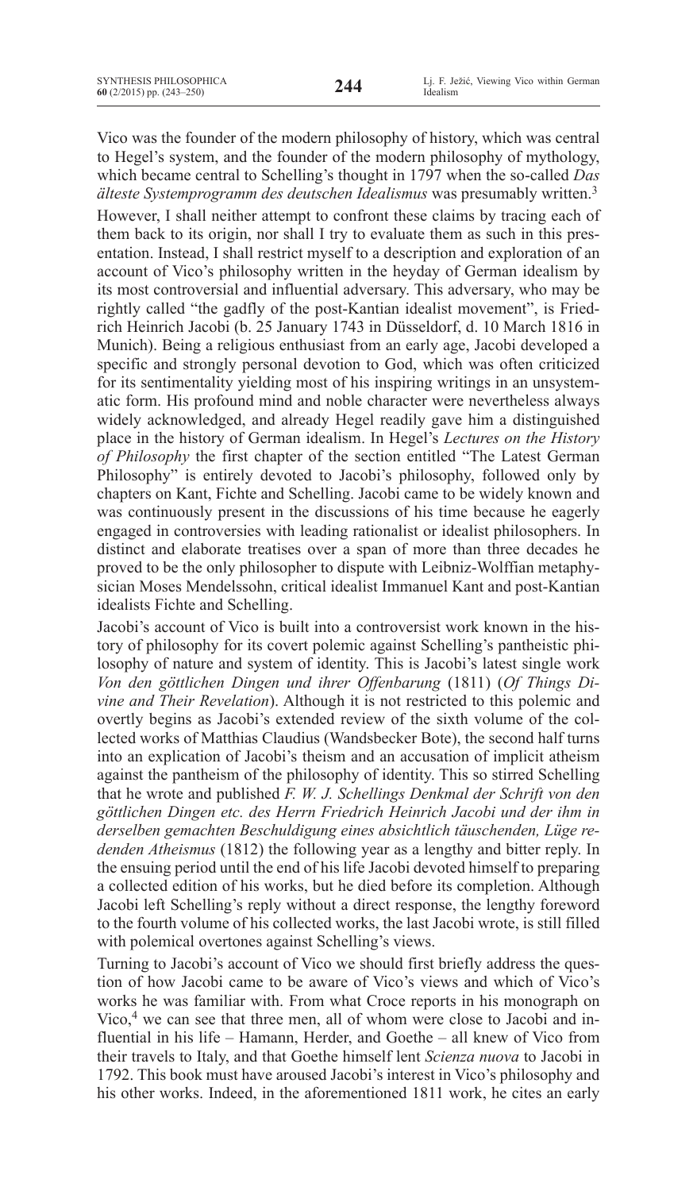Vico was the founder of the modern philosophy of history, which was central to Hegel's system, and the founder of the modern philosophy of mythology, which became central to Schelling's thought in 1797 when the so-called *Das älteste Systemprogramm des deutschen Idealismus* was presumably written.[3]

However, I shall neither attempt to confront these claims by tracing each of them back to its origin, nor shall I try to evaluate them as such in this presentation. Instead, I shall restrict myself to a description and exploration of an account of Vico's philosophy written in the heyday of German idealism by its most controversial and influential adversary. This adversary, who may be rightly called "the gadfly of the post-Kantian idealist movement", is Friedrich Heinrich Jacobi (b. 25 January 1743 in Düsseldorf, d. 10 March 1816 in Munich). Being a religious enthusiast from an early age, Jacobi developed a specific and strongly personal devotion to God, which was often criticized for its sentimentality yielding most of his inspiring writings in an unsystematic form. His profound mind and noble character were nevertheless always widely acknowledged, and already Hegel readily gave him a distinguished place in the history of German idealism. In Hegel's *Lectures on the History of Philosophy* the first chapter of the section entitled "The Latest German Philosophy" is entirely devoted to Jacobi's philosophy, followed only by chapters on Kant, Fichte and Schelling. Jacobi came to be widely known and was continuously present in the discussions of his time because he eagerly engaged in controversies with leading rationalist or idealist philosophers. In distinct and elaborate treatises over a span of more than three decades he proved to be the only philosopher to dispute with Leibniz-Wolffian metaphysician Moses Mendelssohn, critical idealist Immanuel Kant and post-Kantian idealists Fichte and Schelling.

Jacobi's account of Vico is built into a controversist work known in the history of philosophy for its covert polemic against Schelling's pantheistic philosophy of nature and system of identity. This is Jacobi's latest single work *Von den göttlichen Dingen und ihrer Offenbarung* (1811) (*Of Things Divine and Their Revelation*). Although it is not restricted to this polemic and overtly begins as Jacobi's extended review of the sixth volume of the collected works of Matthias Claudius (Wandsbecker Bote), the second half turns into an explication of Jacobi's theism and an accusation of implicit atheism against the pantheism of the philosophy of identity. This so stirred Schelling that he wrote and published *F. W. J. Schellings Denkmal der Schrift von den göttlichen Dingen etc. des Herrn Friedrich Heinrich Jacobi und der ihm in derselben gemachten Beschuldigung eines absichtlich täuschenden, Lüge redenden Atheismus* (1812) the following year as a lengthy and bitter reply. In the ensuing period until the end of his life Jacobi devoted himself to preparing a collected edition of his works, but he died before its completion. Although Jacobi left Schelling's reply without a direct response, the lengthy foreword to the fourth volume of his collected works, the last Jacobi wrote, is still filled with polemical overtones against Schelling's views.

Turning to Jacobi's account of Vico we should first briefly address the question of how Jacobi came to be aware of Vico's views and which of Vico's works he was familiar with. From what Croce reports in his monograph on Vico,[4] we can see that three men, all of whom were close to Jacobi and influential in his life – Hamann, Herder, and Goethe – all knew of Vico from their travels to Italy, and that Goethe himself lent *Scienza nuova* to Jacobi in 1792. This book must have aroused Jacobi's interest in Vico's philosophy and his other works. Indeed, in the aforementioned 1811 work, he cites an early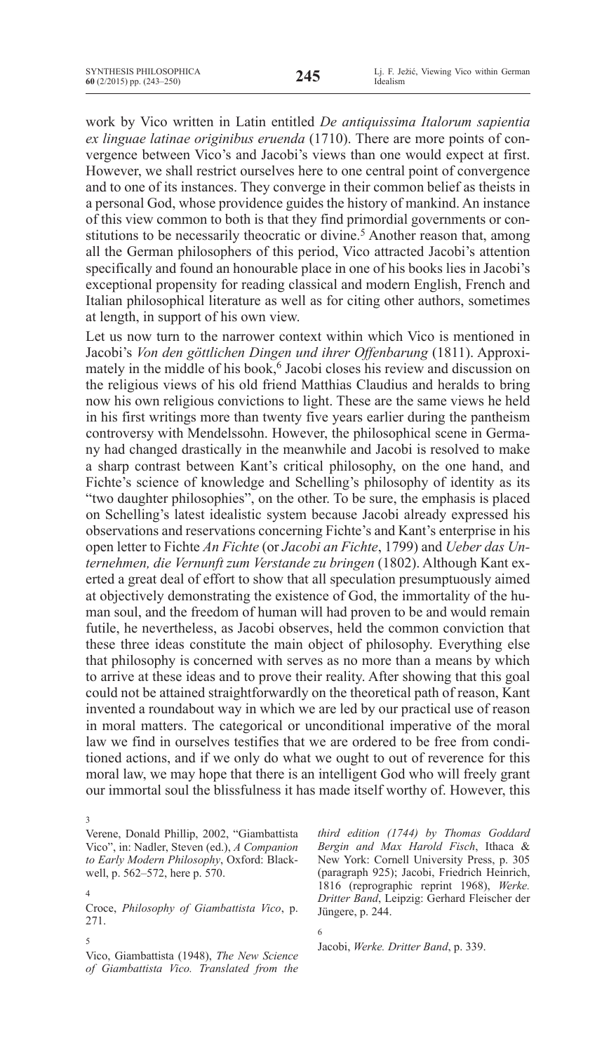work by Vico written in Latin entitled *De antiquissima Italorum sapientia ex linguae latinae originibus eruenda* (1710). There are more points of convergence between Vico's and Jacobi's views than one would expect at first. However, we shall restrict ourselves here to one central point of convergence and to one of its instances. They converge in their common belief as theists in a personal God, whose providence guides the history of mankind. An instance of this view common to both is that they find primordial governments or constitutions to be necessarily theocratic or divine.[5] Another reason that, among all the German philosophers of this period, Vico attracted Jacobi's attention specifically and found an honourable place in one of his books lies in Jacobi's exceptional propensity for reading classical and modern English, French and Italian philosophical literature as well as for citing other authors, sometimes at length, in support of his own view.

Let us now turn to the narrower context within which Vico is mentioned in Jacobi's *Von den göttlichen Dingen und ihrer Offenbarung* (1811). Approximately in the middle of his book,[6] Jacobi closes his review and discussion on the religious views of his old friend Matthias Claudius and heralds to bring now his own religious convictions to light. These are the same views he held in his first writings more than twenty five years earlier during the pantheism controversy with Mendelssohn. However, the philosophical scene in Germany had changed drastically in the meanwhile and Jacobi is resolved to make a sharp contrast between Kant's critical philosophy, on the one hand, and Fichte's science of knowledge and Schelling's philosophy of identity as its "two daughter philosophies", on the other. To be sure, the emphasis is placed on Schelling's latest idealistic system because Jacobi already expressed his observations and reservations concerning Fichte's and Kant's enterprise in his open letter to Fichte *An Fichte* (or *Jacobi an Fichte*, 1799) and *Ueber das Unternehmen, die Vernunft zum Verstande zu bringen* (1802). Although Kant exerted a great deal of effort to show that all speculation presumptuously aimed at objectively demonstrating the existence of God, the immortality of the human soul, and the freedom of human will had proven to be and would remain futile, he nevertheless, as Jacobi observes, held the common conviction that these three ideas constitute the main object of philosophy. Everything else that philosophy is concerned with serves as no more than a means by which to arrive at these ideas and to prove their reality. After showing that this goal could not be attained straightforwardly on the theoretical path of reason, Kant invented a roundabout way in which we are led by our practical use of reason in moral matters. The categorical or unconditional imperative of the moral law we find in ourselves testifies that we are ordered to be free from conditioned actions, and if we only do what we ought to out of reverence for this moral law, we may hope that there is an intelligent God who will freely grant our immortal soul the blissfulness it has made itself worthy of. However, this

---

[3] Verene, Donald Phillip, 2002, "Giambattista Vico", in: Nadler, Steven (ed.), *A Companion to Early Modern Philosophy*, Oxford: Blackwell, p. 562–572, here p. 570.

[4] Croce, *Philosophy of Giambattista Vico*, p. 271.

[5] Vico, Giambattista (1948), *The New Science of Giambattista Vico. Translated from the third edition (1744) by Thomas Goddard Bergin and Max Harold Fisch*, Ithaca & New York: Cornell University Press, p. 305 (paragraph 925); Jacobi, Friedrich Heinrich, 1816 (reprographic reprint 1968), *Werke. Dritter Band*, Leipzig: Gerhard Fleischer der Jüngere, p. 244.

[6] Jacobi, *Werke. Dritter Band*, p. 339.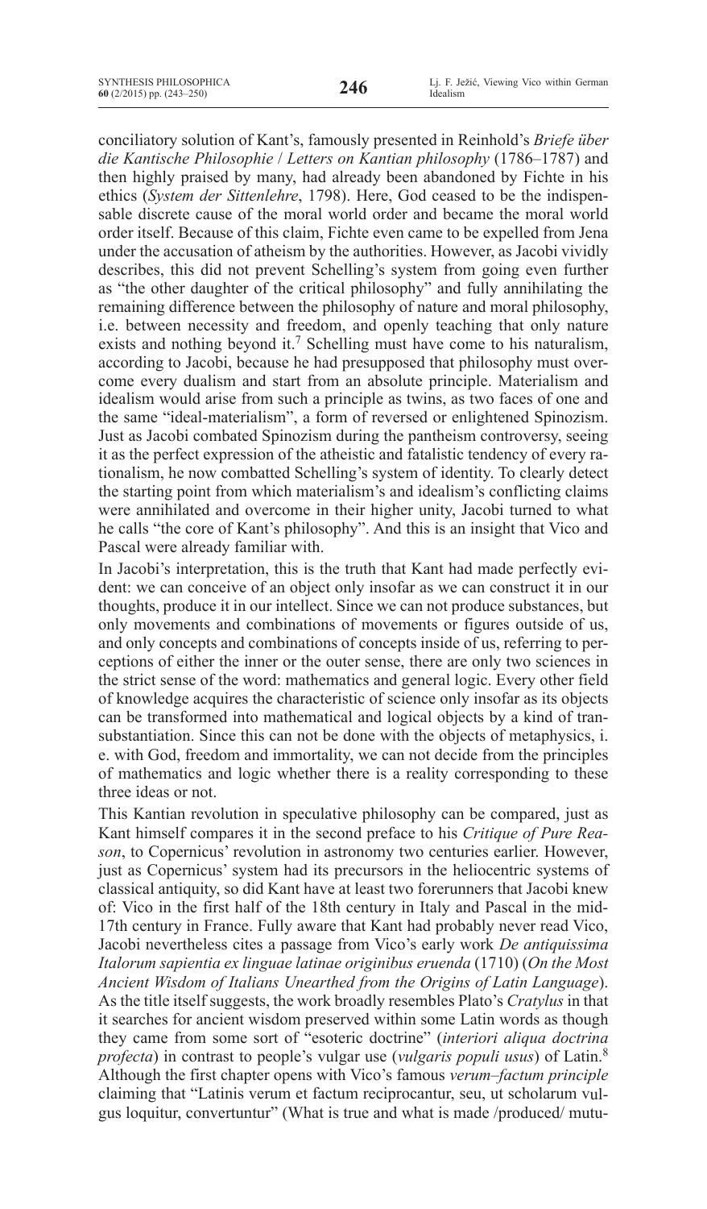conciliatory solution of Kant's, famously presented in Reinhold's *Briefe über die Kantische Philosophie* / *Letters on Kantian philosophy* (1786–1787) and then highly praised by many, had already been abandoned by Fichte in his ethics (*System der Sittenlehre*, 1798). Here, God ceased to be the indispensable discrete cause of the moral world order and became the moral world order itself. Because of this claim, Fichte even came to be expelled from Jena under the accusation of atheism by the authorities. However, as Jacobi vividly describes, this did not prevent Schelling's system from going even further as "the other daughter of the critical philosophy" and fully annihilating the remaining difference between the philosophy of nature and moral philosophy, i.e. between necessity and freedom, and openly teaching that only nature exists and nothing beyond it.[7] Schelling must have come to his naturalism, according to Jacobi, because he had presupposed that philosophy must overcome every dualism and start from an absolute principle. Materialism and idealism would arise from such a principle as twins, as two faces of one and the same "ideal-materialism", a form of reversed or enlightened Spinozism. Just as Jacobi combated Spinozism during the pantheism controversy, seeing it as the perfect expression of the atheistic and fatalistic tendency of every rationalism, he now combatted Schelling's system of identity. To clearly detect the starting point from which materialism's and idealism's conflicting claims were annihilated and overcome in their higher unity, Jacobi turned to what he calls "the core of Kant's philosophy". And this is an insight that Vico and Pascal were already familiar with.

In Jacobi's interpretation, this is the truth that Kant had made perfectly evident: we can conceive of an object only insofar as we can construct it in our thoughts, produce it in our intellect. Since we can not produce substances, but only movements and combinations of movements or figures outside of us, and only concepts and combinations of concepts inside of us, referring to perceptions of either the inner or the outer sense, there are only two sciences in the strict sense of the word: mathematics and general logic. Every other field of knowledge acquires the characteristic of science only insofar as its objects can be transformed into mathematical and logical objects by a kind of transubstantiation. Since this can not be done with the objects of metaphysics, i. e. with God, freedom and immortality, we can not decide from the principles of mathematics and logic whether there is a reality corresponding to these three ideas or not.

This Kantian revolution in speculative philosophy can be compared, just as Kant himself compares it in the second preface to his *Critique of Pure Reason*, to Copernicus' revolution in astronomy two centuries earlier. However, just as Copernicus' system had its precursors in the heliocentric systems of classical antiquity, so did Kant have at least two forerunners that Jacobi knew of: Vico in the first half of the 18th century in Italy and Pascal in the mid-17th century in France. Fully aware that Kant had probably never read Vico, Jacobi nevertheless cites a passage from Vico's early work *De antiquissima Italorum sapientia ex linguae latinae originibus eruenda* (1710) (*On the Most Ancient Wisdom of Italians Unearthed from the Origins of Latin Language*). As the title itself suggests, the work broadly resembles Plato's *Cratylus* in that it searches for ancient wisdom preserved within some Latin words as though they came from some sort of "esoteric doctrine" (*interiori aliqua doctrina profecta*) in contrast to people's vulgar use (*vulgaris populi usus*) of Latin.[8] Although the first chapter opens with Vico's famous *verum–factum principle* claiming that "Latinis verum et factum reciprocantur, seu, ut scholarum vulgus loquitur, convertuntur" (What is true and what is made /produced/ mutu-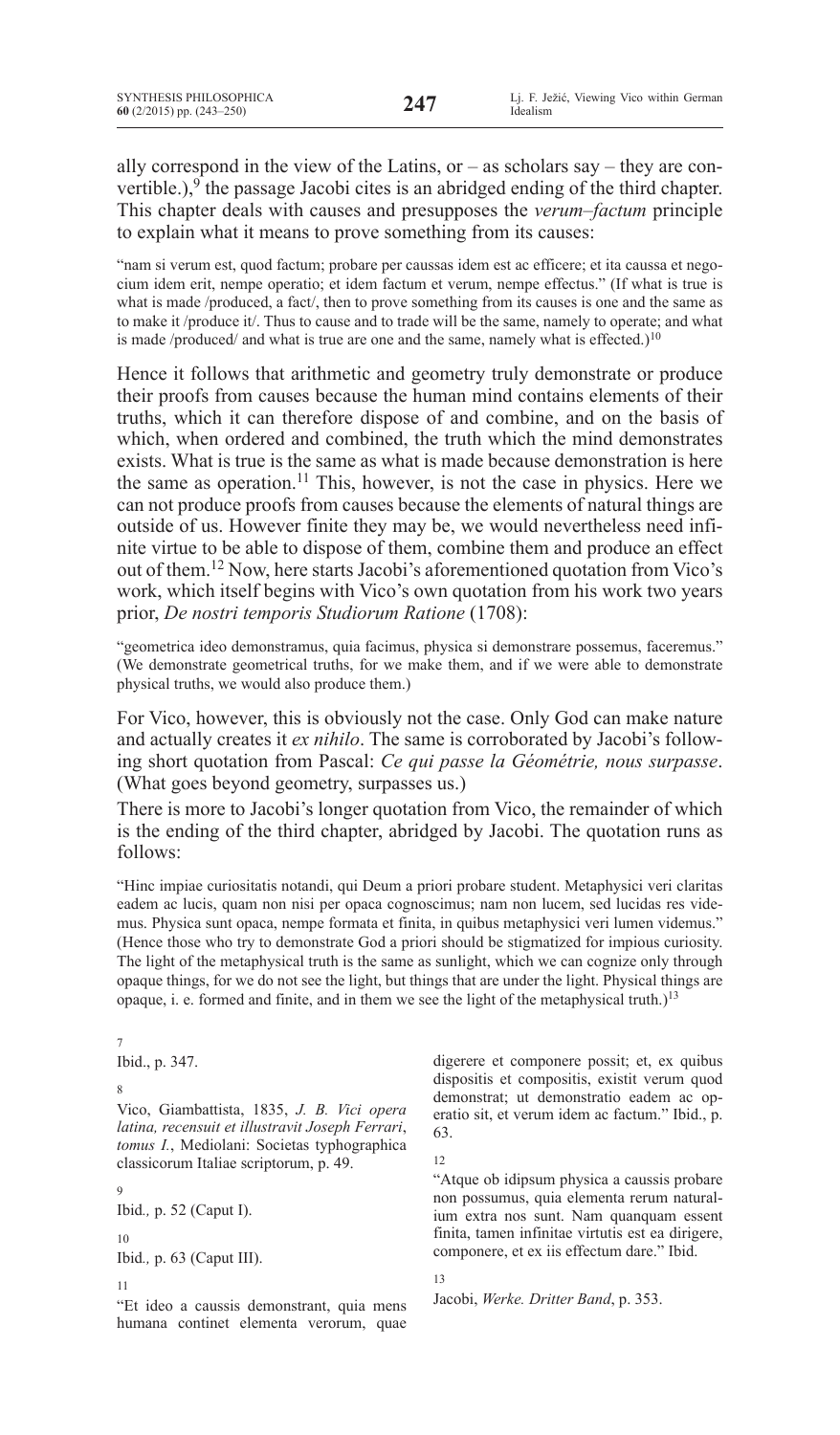ally correspond in the view of the Latins, or – as scholars say – they are convertible.),[9] the passage Jacobi cites is an abridged ending of the third chapter. This chapter deals with causes and presupposes the *verum–factum* principle to explain what it means to prove something from its causes:

> "nam si verum est, quod factum; probare per caussas idem est ac efficere; et ita caussa et negocium idem erit, nempe operatio; et idem factum et verum, nempe effectus." (If what is true is what is made /produced, a fact/, then to prove something from its causes is one and the same as to make it /produce it/. Thus to cause and to trade will be the same, namely to operate; and what is made /produced/ and what is true are one and the same, namely what is effected.)[10]

Hence it follows that arithmetic and geometry truly demonstrate or produce their proofs from causes because the human mind contains elements of their truths, which it can therefore dispose of and combine, and on the basis of which, when ordered and combined, the truth which the mind demonstrates exists. What is true is the same as what is made because demonstration is here the same as operation.[11] This, however, is not the case in physics. Here we can not produce proofs from causes because the elements of natural things are outside of us. However finite they may be, we would nevertheless need infinite virtue to be able to dispose of them, combine them and produce an effect out of them.[12] Now, here starts Jacobi's aforementioned quotation from Vico's work, which itself begins with Vico's own quotation from his work two years prior, *De nostri temporis Studiorum Ratione* (1708):

> "geometrica ideo demonstramus, quia facimus, physica si demonstrare possemus, faceremus." (We demonstrate geometrical truths, for we make them, and if we were able to demonstrate physical truths, we would also produce them.)

For Vico, however, this is obviously not the case. Only God can make nature and actually creates it *ex nihilo*. The same is corroborated by Jacobi's following short quotation from Pascal: *Ce qui passe la Géométrie, nous surpasse*. (What goes beyond geometry, surpasses us.)

There is more to Jacobi's longer quotation from Vico, the remainder of which is the ending of the third chapter, abridged by Jacobi. The quotation runs as follows:

> "Hinc impiae curiositatis notandi, qui Deum a priori probare student. Metaphysici veri claritas eadem ac lucis, quam non nisi per opaca cognoscimus; nam non lucem, sed lucidas res videmus. Physica sunt opaca, nempe formata et finita, in quibus metaphysici veri lumen videmus." (Hence those who try to demonstrate God a priori should be stigmatized for impious curiosity. The light of the metaphysical truth is the same as sunlight, which we can cognize only through opaque things, for we do not see the light, but things that are under the light. Physical things are opaque, i. e. formed and finite, and in them we see the light of the metaphysical truth.)[13]

---

7 Ibid., p. 347.

8 Vico, Giambattista, 1835, *J. B. Vici opera latina, recensuit et illustravit Joseph Ferrari, tomus I.*, Mediolani: Societas typhographica classicorum Italiae scriptorum, p. 49.

9 Ibid.*,* p. 52 (Caput I).

10 Ibid.*,* p. 63 (Caput III).

11 "Et ideo a caussis demonstrant, quia mens humana continet elementa verorum, quae digerere et componere possit; et, ex quibus dispositis et compositis, existit verum quod demonstrat; ut demonstratio eadem ac operatio sit, et verum idem ac factum." Ibid., p. 63.

12 "Atque ob idipsum physica a caussis probare non possumus, quia elementa rerum naturalium extra nos sunt. Nam quanquam essent finita, tamen infinitae virtutis est ea dirigere, componere, et ex iis effectum dare." Ibid.

13 Jacobi, *Werke. Dritter Band*, p. 353.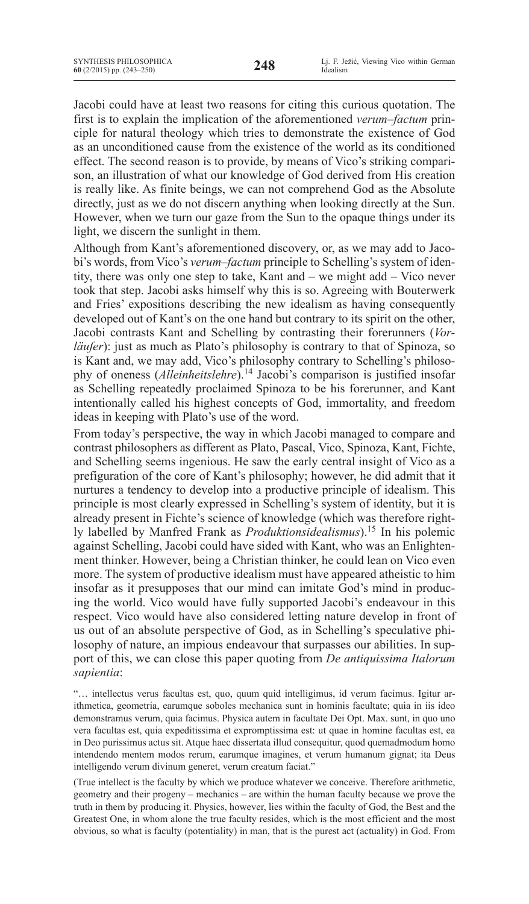Jacobi could have at least two reasons for citing this curious quotation. The first is to explain the implication of the aforementioned *verum–factum* principle for natural theology which tries to demonstrate the existence of God as an unconditioned cause from the existence of the world as its conditioned effect. The second reason is to provide, by means of Vico's striking comparison, an illustration of what our knowledge of God derived from His creation is really like. As finite beings, we can not comprehend God as the Absolute directly, just as we do not discern anything when looking directly at the Sun. However, when we turn our gaze from the Sun to the opaque things under its light, we discern the sunlight in them.

Although from Kant's aforementioned discovery, or, as we may add to Jacobi's words, from Vico's *verum–factum* principle to Schelling's system of identity, there was only one step to take, Kant and – we might add – Vico never took that step. Jacobi asks himself why this is so. Agreeing with Bouterwerk and Fries' expositions describing the new idealism as having consequently developed out of Kant's on the one hand but contrary to its spirit on the other, Jacobi contrasts Kant and Schelling by contrasting their forerunners (*Vorläufer*): just as much as Plato's philosophy is contrary to that of Spinoza, so is Kant and, we may add, Vico's philosophy contrary to Schelling's philosophy of oneness (*Alleinheitslehre*).[14] Jacobi's comparison is justified insofar as Schelling repeatedly proclaimed Spinoza to be his forerunner, and Kant intentionally called his highest concepts of God, immortality, and freedom ideas in keeping with Plato's use of the word.

From today's perspective, the way in which Jacobi managed to compare and contrast philosophers as different as Plato, Pascal, Vico, Spinoza, Kant, Fichte, and Schelling seems ingenious. He saw the early central insight of Vico as a prefiguration of the core of Kant's philosophy; however, he did admit that it nurtures a tendency to develop into a productive principle of idealism. This principle is most clearly expressed in Schelling's system of identity, but it is already present in Fichte's science of knowledge (which was therefore rightly labelled by Manfred Frank as *Produktionsidealismus*).[15] In his polemic against Schelling, Jacobi could have sided with Kant, who was an Enlightenment thinker. However, being a Christian thinker, he could lean on Vico even more. The system of productive idealism must have appeared atheistic to him insofar as it presupposes that our mind can imitate God's mind in producing the world. Vico would have fully supported Jacobi's endeavour in this respect. Vico would have also considered letting nature develop in front of us out of an absolute perspective of God, as in Schelling's speculative philosophy of nature, an impious endeavour that surpasses our abilities. In support of this, we can close this paper quoting from *De antiquissima Italorum sapientia*:

"… intellectus verus facultas est, quo, quum quid intelligimus, id verum facimus. Igitur arithmetica, geometria, earumque soboles mechanica sunt in hominis facultate; quia in iis ideo demonstramus verum, quia facimus. Physica autem in facultate Dei Opt. Max. sunt, in quo uno vera facultas est, quia expeditissima et expromptissima est: ut quae in homine facultas est, ea in Deo purissimus actus sit. Atque haec dissertata illud consequitur, quod quemadmodum homo intendendo mentem modos rerum, earumque imagines, et verum humanum gignat; ita Deus intelligendo verum divinum generet, verum creatum faciat."

(True intellect is the faculty by which we produce whatever we conceive. Therefore arithmetic, geometry and their progeny – mechanics – are within the human faculty because we prove the truth in them by producing it. Physics, however, lies within the faculty of God, the Best and the Greatest One, in whom alone the true faculty resides, which is the most efficient and the most obvious, so what is faculty (potentiality) in man, that is the purest act (actuality) in God. From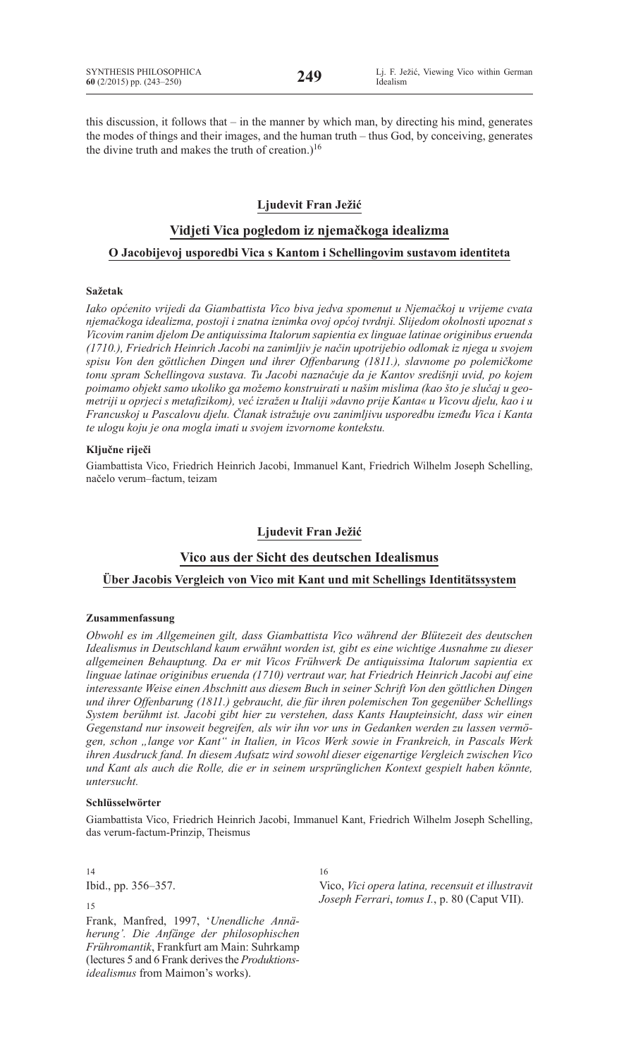this discussion, it follows that – in the manner by which man, by directing his mind, generates the modes of things and their images, and the human truth – thus God, by conceiving, generates the divine truth and makes the truth of creation.)[16]

## Ljudevit Fran Ježić

## Vidjeti Vica pogledom iz njemačkoga idealizma

### O Jacobijevoj usporedbi Vica s Kantom i Schellingovim sustavom identiteta

#### Sažetak

*Iako općenito vrijedi da Giambattista Vico biva jedva spomenut u Njemačkoj u vrijeme cvata njemačkoga idealizma, postoji i znatna iznimka ovoj općoj tvrdnji. Slijedom okolnosti upoznat s Vicovim ranim djelom De antiquissima Italorum sapientia ex linguae latinae originibus eruenda (1710.), Friedrich Heinrich Jacobi na zanimljiv je način upotrijebio odlomak iz njega u svojem spisu Von den göttlichen Dingen und ihrer Offenbarung (1811.), slavnome po polemičkome tonu spram Schellingova sustava. Tu Jacobi naznačuje da je Kantov središnji uvid, po kojem poimamo objekt samo ukoliko ga možemo konstruirati u našim mislima (kao što je slučaj u geometriji u oprjeci s metafizikom), već izražen u Italiji »davno prije Kanta« u Vicovu djelu, kao i u Francuskoj u Pascalovu djelu. Članak istražuje ovu zanimljivu usporedbu između Vica i Kanta te ulogu koju je ona mogla imati u svojem izvornome kontekstu.*

#### Ključne riječi

Giambattista Vico, Friedrich Heinrich Jacobi, Immanuel Kant, Friedrich Wilhelm Joseph Schelling, načelo verum–factum, teizam

## Ljudevit Fran Ježić

## Vico aus der Sicht des deutschen Idealismus

### Über Jacobis Vergleich von Vico mit Kant und mit Schellings Identitätssystem

#### Zusammenfassung

*Obwohl es im Allgemeinen gilt, dass Giambattista Vico während der Blütezeit des deutschen Idealismus in Deutschland kaum erwähnt worden ist, gibt es eine wichtige Ausnahme zu dieser allgemeinen Behauptung. Da er mit Vicos Frühwerk De antiquissima Italorum sapientia ex linguae latinae originibus eruenda (1710) vertraut war, hat Friedrich Heinrich Jacobi auf eine interessante Weise einen Abschnitt aus diesem Buch in seiner Schrift Von den göttlichen Dingen und ihrer Offenbarung (1811.) gebraucht, die für ihren polemischen Ton gegenüber Schellings System berühmt ist. Jacobi gibt hier zu verstehen, dass Kants Haupteinsicht, dass wir einen Gegenstand nur insoweit begreifen, als wir ihn vor uns in Gedanken werden zu lassen vermögen, schon „lange vor Kant" in Italien, in Vicos Werk sowie in Frankreich, in Pascals Werk ihren Ausdruck fand. In diesem Aufsatz wird sowohl dieser eigenartige Vergleich zwischen Vico und Kant als auch die Rolle, die er in seinem ursprünglichen Kontext gespielt haben könnte, untersucht.*

#### Schlüsselwörter

Giambattista Vico, Friedrich Heinrich Jacobi, Immanuel Kant, Friedrich Wilhelm Joseph Schelling, das verum-factum-Prinzip, Theismus

---

[14] Ibid., pp. 356–357.

[15] Frank, Manfred, 1997, '*Unendliche Annäherung'. Die Anfänge der philosophischen Frühromantik*, Frankfurt am Main: Suhrkamp (lectures 5 and 6 Frank derives the *Produktionsidealismus* from Maimon's works).

[16] Vico, *Vici opera latina, recensuit et illustravit Joseph Ferrari*, *tomus I.*, p. 80 (Caput VII).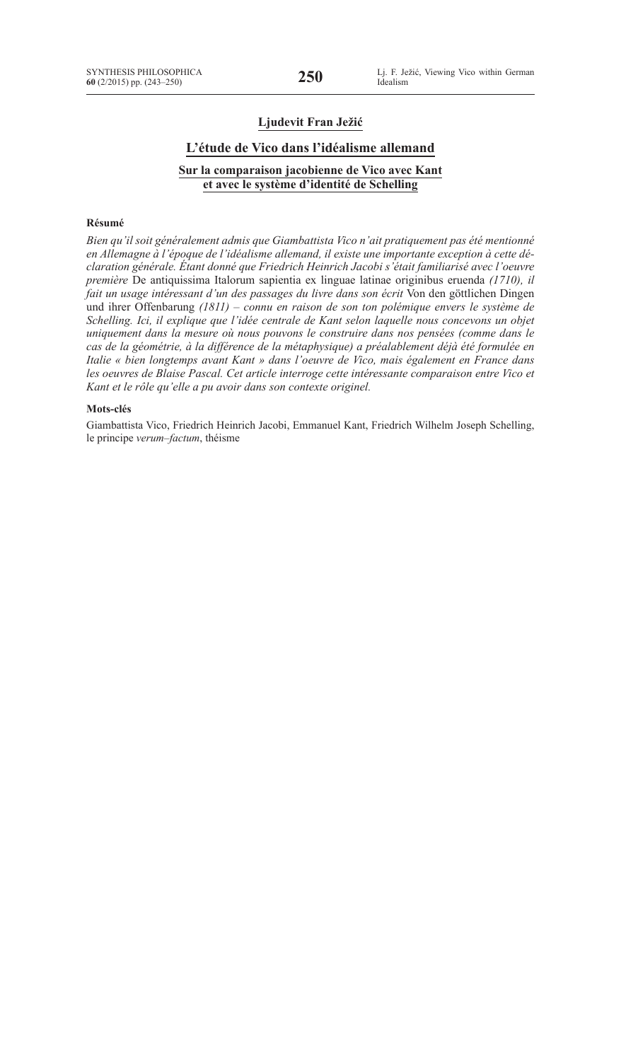**Ljudevit Fran Ježić**

## L'étude de Vico dans l'idéalisme allemand

### Sur la comparaison jacobienne de Vico avec Kant et avec le système d'identité de Schelling

#### Résumé

*Bien qu'il soit généralement admis que Giambattista Vico n'ait pratiquement pas été mentionné en Allemagne à l'époque de l'idéalisme allemand, il existe une importante exception à cette déclaration générale. Étant donné que Friedrich Heinrich Jacobi s'était familiarisé avec l'oeuvre première* De antiquissima Italorum sapientia ex linguae latinae originibus eruenda *(1710), il fait un usage intéressant d'un des passages du livre dans son écrit* Von den göttlichen Dingen und ihrer Offenbarung *(1811) – connu en raison de son ton polémique envers le système de Schelling. Ici, il explique que l'idée centrale de Kant selon laquelle nous concevons un objet uniquement dans la mesure où nous pouvons le construire dans nos pensées (comme dans le cas de la géométrie, à la différence de la métaphysique) a préalablement déjà été formulée en Italie « bien longtemps avant Kant » dans l'oeuvre de Vico, mais également en France dans les oeuvres de Blaise Pascal. Cet article interroge cette intéressante comparaison entre Vico et Kant et le rôle qu'elle a pu avoir dans son contexte originel.*

#### Mots-clés

Giambattista Vico, Friedrich Heinrich Jacobi, Emmanuel Kant, Friedrich Wilhelm Joseph Schelling, le principe *verum–factum*, théisme